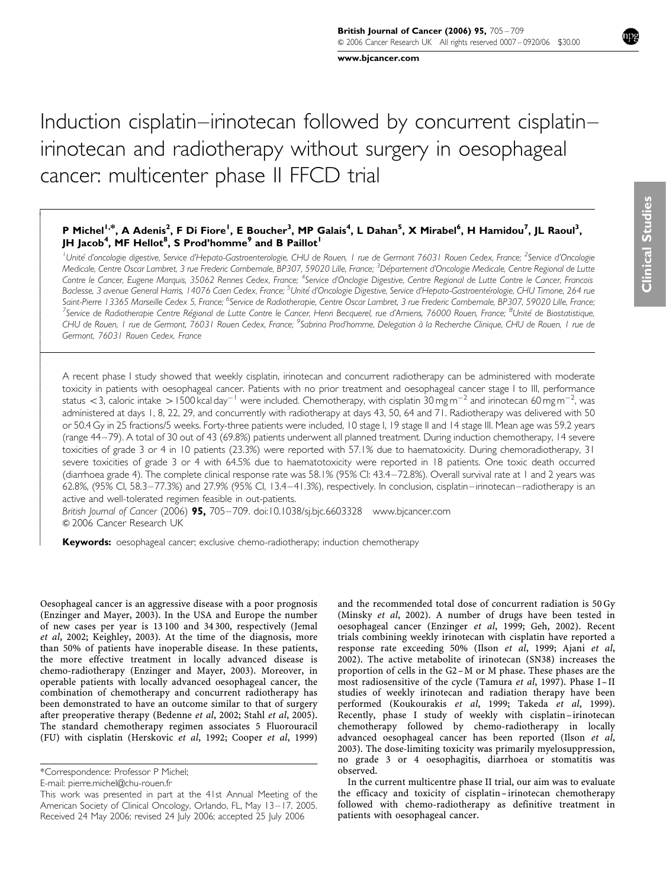# Induction cisplatin–irinotecan followed by concurrent cisplatin–irinotecan and radiotherapy without surgery in oesophageal cancer: multicenter phase II FFCD trial

**P Michel[1,*], A Adenis[2], F Di Fiore[1], E Boucher[3], MP Galais[4], L Dahan[5], X Mirabel[6], H Hamidou[7], JL Raoul[3], JH Jacob[4], MF Hellot[8], S Prod'homme[9] and B Paillot[1]**

[1]Unité d'oncologie digestive, Service d'Hepato-Gastroenterologie, CHU de Rouen, 1 rue de Germont 76031 Rouen Cedex, France; [2]Service d'Oncologie Medicale, Centre Oscar Lambret, 3 rue Frederic Combemale, BP307, 59020 Lille, France; [3]Département d'Oncologie Medicale, Centre Regional de Lutte Contre le Cancer, Eugene Marquis, 35062 Rennes Cedex, France; [4]Service d'Onclogie Digestive, Centre Regional de Lutte Contre le Cancer, Francois Baclesse, 3 avenue General Harris, 14076 Caen Cedex, France; [5]Unité d'Oncologie Digestive, Service d'Hepato-Gastroentérologie, CHU Timone, 264 rue Saint-Pierre 13365 Marseille Cedex 5, France; [6]Service de Radiotherapie, Centre Oscar Lambret, 3 rue Frederic Combemale, BP307, 59020 Lille, France; [7]Service de Radiotherapie Centre Régional de Lutte Contre le Cancer, Henri Becquerel, rue d'Amiens, 76000 Rouen, France; [8]Unité de Biostatistique, CHU de Rouen, 1 rue de Germont, 76031 Rouen Cedex, France; [9]Sabrina Prod'homme, Delegation à la Recherche Clinique, CHU de Rouen, 1 rue de Germont, 76031 Rouen Cedex, France

A recent phase I study showed that weekly cisplatin, irinotecan and concurrent radiotherapy can be administered with moderate toxicity in patients with oesophageal cancer. Patients with no prior treatment and oesophageal cancer stage I to III, performance status <3, caloric intake >1500 kcal day$^{-1}$ were included. Chemotherapy, with cisplatin 30 mg m$^{-2}$ and irinotecan 60 mg m$^{-2}$, was administered at days 1, 8, 22, 29, and concurrently with radiotherapy at days 43, 50, 64 and 71. Radiotherapy was delivered with 50 or 50.4 Gy in 25 fractions/5 weeks. Forty-three patients were included, 10 stage I, 19 stage II and 14 stage III. Mean age was 59.2 years (range 44–79). A total of 30 out of 43 (69.8%) patients underwent all planned treatment. During induction chemotherapy, 14 severe toxicities of grade 3 or 4 in 10 patients (23.3%) were reported with 57.1% due to haematoxicity. During chemoradiotherapy, 31 severe toxicities of grade 3 or 4 with 64.5% due to haematotoxicity were reported in 18 patients. One toxic death occurred (diarrhoea grade 4). The complete clinical response rate was 58.1% (95% CI: 43.4–72.8%). Overall survival rate at 1 and 2 years was 62.8%, (95% CI, 58.3–77.3%) and 27.9% (95% CI, 13.4–41.3%), respectively. In conclusion, cisplatin–irinotecan–radiotherapy is an active and well-tolerated regimen feasible in out-patients.

*British Journal of Cancer* (2006) **95,** 705–709. doi:10.1038/sj.bjc.6603328 www.bjcancer.com
© 2006 Cancer Research UK

**Keywords:** oesophageal cancer; exclusive chemo-radiotherapy; induction chemotherapy

Oesophageal cancer is an aggressive disease with a poor prognosis (Enzinger and Mayer, 2003). In the USA and Europe the number of new cases per year is 13 100 and 34 300, respectively (Jemal *et al*, 2002; Keighley, 2003). At the time of the diagnosis, more than 50% of patients have inoperable disease. In these patients, the more effective treatment in locally advanced disease is chemo-radiotherapy (Enzinger and Mayer, 2003). Moreover, in operable patients with locally advanced oesophageal cancer, the combination of chemotherapy and concurrent radiotherapy has been demonstrated to have an outcome similar to that of surgery after preoperative therapy (Bedenne *et al*, 2002; Stahl *et al*, 2005). The standard chemotherapy regimen associates 5 Fluorouracil (FU) with cisplatin (Herskovic *et al*, 1992; Cooper *et al*, 1999) and the recommended total dose of concurrent radiation is 50 Gy (Minsky *et al*, 2002). A number of drugs have been tested in oesophageal cancer (Enzinger *et al*, 1999; Geh, 2002). Recent trials combining weekly irinotecan with cisplatin have reported a response rate exceeding 50% (Ilson *et al*, 1999; Ajani *et al*, 2002). The active metabolite of irinotecan (SN38) increases the proportion of cells in the G2–M or M phase. These phases are the most radiosensitive of the cycle (Tamura *et al*, 1997). Phase I–II studies of weekly irinotecan and radiation therapy have been performed (Koukourakis *et al*, 1999; Takeda *et al*, 1999). Recently, phase I study of weekly with cisplatin–irinotecan chemotherapy followed by chemo-radiotherapy in locally advanced oesophageal cancer has been reported (Ilson *et al*, 2003). The dose-limiting toxicity was primarily myelosuppression, no grade 3 or 4 oesophagitis, diarrhoea or stomatitis was observed.

In the current multicentre phase II trial, our aim was to evaluate the efficacy and toxicity of cisplatin–irinotecan chemotherapy followed with chemo-radiotherapy as definitive treatment in patients with oesophageal cancer.

*Correspondence: Professor P Michel;
E-mail: pierre.michel@chu-rouen.fr
This work was presented in part at the 41st Annual Meeting of the American Society of Clinical Oncology, Orlando, FL, May 13–17, 2005.
Received 24 May 2006; revised 24 July 2006; accepted 25 July 2006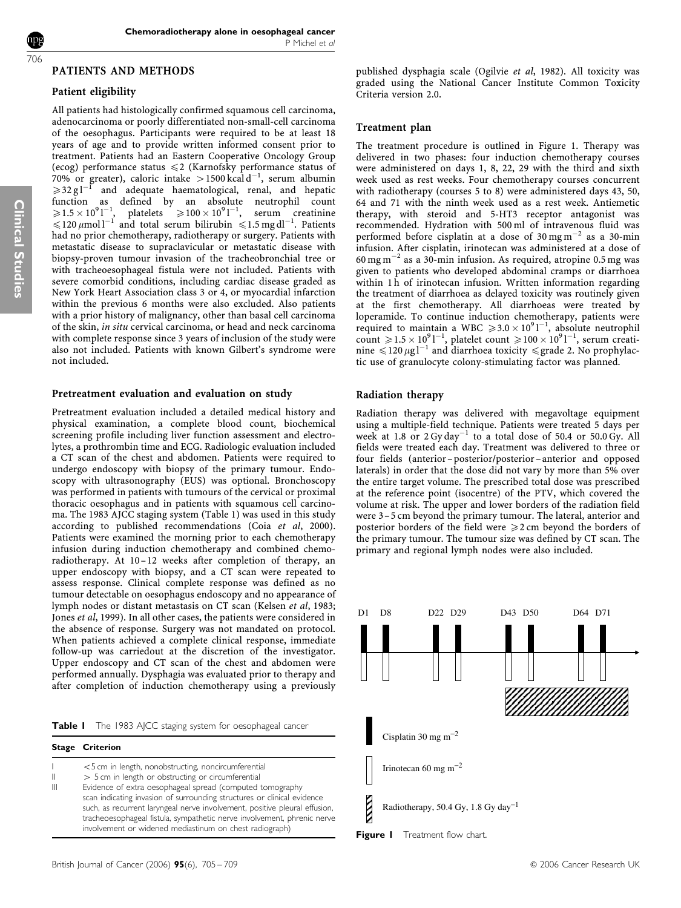## PATIENTS AND METHODS

### Patient eligibility

All patients had histologically confirmed squamous cell carcinoma, adenocarcinoma or poorly differentiated non-small-cell carcinoma of the oesophagus. Participants were required to be at least 18 years of age and to provide written informed consent prior to treatment. Patients had an Eastern Cooperative Oncology Group (ecog) performance status $\leqslant 2$ (Karnofsky performance status of 70% or greater), caloric intake $>1500\,\mathrm{kcal\,d^{-1}}$, serum albumin $\geqslant 32\,\mathrm{g\,l^{-1}}$ and adequate haematological, renal, and hepatic function as defined by an absolute neutrophil count $\geqslant 1.5\times10^{9}\,\mathrm{l^{-1}}$, platelets $\geqslant 100\times10^{9}\,\mathrm{l^{-1}}$, serum creatinine $\leqslant 120\,\mu\mathrm{mol\,l^{-1}}$ and total serum bilirubin $\leqslant 1.5\,\mathrm{mg\,dl^{-1}}$. Patients had no prior chemotherapy, radiotherapy or surgery. Patients with metastatic disease to supraclavicular or metastatic disease with biopsy-proven tumour invasion of the tracheobronchial tree or with tracheoesophageal fistula were not included. Patients with severe comorbid conditions, including cardiac disease graded as New York Heart Association class 3 or 4, or myocardial infarction within the previous 6 months were also excluded. Also patients with a prior history of malignancy, other than basal cell carcinoma of the skin, *in situ* cervical carcinoma, or head and neck carcinoma with complete response since 3 years of inclusion of the study were also not included. Patients with known Gilbert's syndrome were not included.

### Pretreatment evaluation and evaluation on study

Pretreatment evaluation included a detailed medical history and physical examination, a complete blood count, biochemical screening profile including liver function assessment and electrolytes, a prothrombin time and ECG. Radiologic evaluation included a CT scan of the chest and abdomen. Patients were required to undergo endoscopy with biopsy of the primary tumour. Endoscopy with ultrasonography (EUS) was optional. Bronchoscopy was performed in patients with tumours of the cervical or proximal thoracic oesophagus and in patients with squamous cell carcinoma. The 1983 AJCC staging system (Table 1) was used in this study according to published recommendations (Coia *et al*, 2000). Patients were examined the morning prior to each chemotherapy infusion during induction chemotherapy and combined chemoradiotherapy. At 10–12 weeks after completion of therapy, an upper endoscopy with biopsy, and a CT scan were repeated to assess response. Clinical complete response was defined as no tumour detectable on oesophagus endoscopy and no appearance of lymph nodes or distant metastasis on CT scan (Kelsen *et al*, 1983; Jones *et al*, 1999). In all other cases, the patients were considered in the absence of response. Surgery was not mandated on protocol. When patients achieved a complete clinical response, immediate follow-up was carriedout at the discretion of the investigator. Upper endoscopy and CT scan of the chest and abdomen were performed annually. Dysphagia was evaluated prior to therapy and after completion of induction chemotherapy using a previously published dysphagia scale (Ogilvie *et al*, 1982). All toxicity was graded using the National Cancer Institute Common Toxicity Criteria version 2.0.

**Table 1** The 1983 AJCC staging system for oesophageal cancer

| Stage | Criterion |
|---|---|
| I | <5 cm in length, nonobstructing, noncircumferential |
| II | > 5 cm in length or obstructing or circumferential |
| III | Evidence of extra oesophageal spread (computed tomography scan indicating invasion of surrounding structures or clinical evidence such, as recurrent laryngeal nerve involvement, positive pleural effusion, tracheoesophageal fistula, sympathetic nerve involvement, phrenic nerve involvement or widened mediastinum on chest radiograph) |

### Treatment plan

The treatment procedure is outlined in Figure 1. Therapy was delivered in two phases: four induction chemotherapy courses were administered on days 1, 8, 22, 29 with the third and sixth week used as rest weeks. Four chemotherapy courses concurrent with radiotherapy (courses 5 to 8) were administered days 43, 50, 64 and 71 with the ninth week used as a rest week. Antiemetic therapy, with steroid and 5-HT3 receptor antagonist was recommended. Hydration with 500 ml of intravenous fluid was performed before cisplatin at a dose of $30\,\mathrm{mg\,m^{-2}}$ as a 30-min infusion. After cisplatin, irinotecan was administered at a dose of $60\,\mathrm{mg\,m^{-2}}$ as a 30-min infusion. As required, atropine 0.5 mg was given to patients who developed abdominal cramps or diarrhoea within 1 h of irinotecan infusion. Written information regarding the treatment of diarrhoea as delayed toxicity was routinely given at the first chemotherapy. All diarrhoeas were treated by loperamide. To continue induction chemotherapy, patients were required to maintain a WBC $\geqslant 3.0\times10^{9}\,\mathrm{l^{-1}}$, absolute neutrophil count $\geqslant 1.5\times10^{9}\,\mathrm{l^{-1}}$, platelet count $\geqslant 100\times10^{9}\,\mathrm{l^{-1}}$, serum creatinine $\leqslant 120\,\mu\mathrm{g\,l^{-1}}$ and diarrhoea toxicity $\leqslant$grade 2. No prophylactic use of granulocyte colony-stimulating factor was planned.

### Radiation therapy

Radiation therapy was delivered with megavoltage equipment using a multiple-field technique. Patients were treated 5 days per week at 1.8 or $2\,\mathrm{Gy\,day^{-1}}$ to a total dose of 50.4 or 50.0 Gy. All fields were treated each day. Treatment was delivered to three or four fields (anterior–posterior/posterior–anterior and opposed laterals) in order that the dose did not vary by more than 5% over the entire target volume. The prescribed total dose was prescribed at the reference point (isocentre) of the PTV, which covered the volume at risk. The upper and lower borders of the radiation field were 3–5 cm beyond the primary tumour. The lateral, anterior and posterior borders of the field were $\geqslant 2$ cm beyond the borders of the primary tumour. The tumour size was defined by CT scan. The primary and regional lymph nodes were also included.

D1 D8 D22 D29 D43 D50 D64 D71

Cisplatin 30 mg m$^{-2}$

Irinotecan 60 mg m$^{-2}$

Radiotherapy, 50.4 Gy, 1.8 Gy day$^{-1}$

**Figure 1** Treatment flow chart.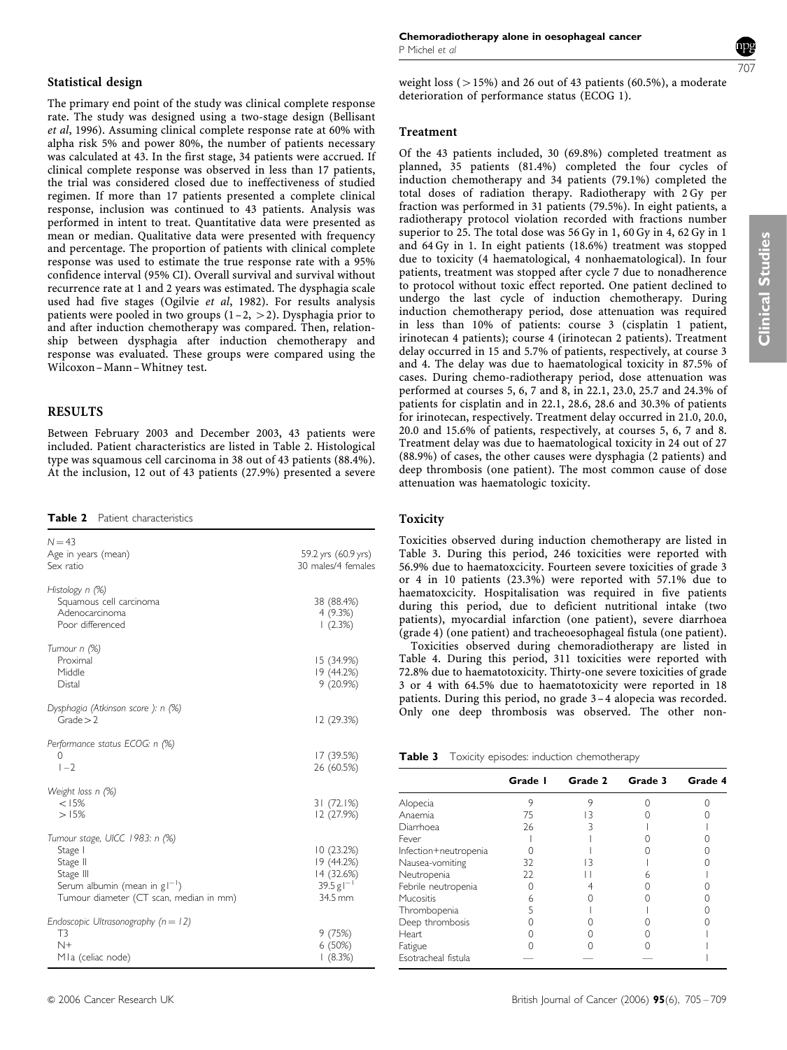### Statistical design

The primary end point of the study was clinical complete response rate. The study was designed using a two-stage design (Bellisant *et al*, 1996). Assuming clinical complete response rate at 60% with alpha risk 5% and power 80%, the number of patients necessary was calculated at 43. In the first stage, 34 patients were accrued. If clinical complete response was observed in less than 17 patients, the trial was considered closed due to ineffectiveness of studied regimen. If more than 17 patients presented a complete clinical response, inclusion was continued to 43 patients. Analysis was performed in intent to treat. Quantitative data were presented as mean or median. Qualitative data were presented with frequency and percentage. The proportion of patients with clinical complete response was used to estimate the true response rate with a 95% confidence interval (95% CI). Overall survival and survival without recurrence rate at 1 and 2 years was estimated. The dysphagia scale used had five stages (Ogilvie *et al*, 1982). For results analysis patients were pooled in two groups (1–2, >2). Dysphagia prior to and after induction chemotherapy was compared. Then, relationship between dysphagia after induction chemotherapy and response was evaluated. These groups were compared using the Wilcoxon–Mann–Whitney test.

## RESULTS

Between February 2003 and December 2003, 43 patients were included. Patient characteristics are listed in Table 2. Histological type was squamous cell carcinoma in 38 out of 43 patients (88.4%). At the inclusion, 12 out of 43 patients (27.9%) presented a severe weight loss (>15%) and 26 out of 43 patients (60.5%), a moderate deterioration of performance status (ECOG 1).

**Table 2** Patient characteristics

| $N=43$ | |
|---|---|
| Age in years (mean) | 59.2 yrs (60.9 yrs) |
| Sex ratio | 30 males/4 females |
| *Histology n (%)* | |
| Squamous cell carcinoma | 38 (88.4%) |
| Adenocarcinoma | 4 (9.3%) |
| Poor differenced | 1 (2.3%) |
| *Tumour n (%)* | |
| Proximal | 15 (34.9%) |
| Middle | 19 (44.2%) |
| Distal | 9 (20.9%) |
| *Dysphagia (Atkinson score ): n (%)* | |
| Grade >2 | 12 (29.3%) |
| *Performance status ECOG: n (%)* | |
| 0 | 17 (39.5%) |
| 1–2 | 26 (60.5%) |
| *Weight loss n (%)* | |
| <15% | 31 (72.1%) |
| >15% | 12 (27.9%) |
| *Tumour stage, UICC 1983: n (%)* | |
| Stage I | 10 (23.2%) |
| Stage II | 19 (44.2%) |
| Stage III | 14 (32.6%) |
| Serum albumin (mean in $g l^{-1}$) | 39.5 $g l^{-1}$ |
| Tumour diameter (CT scan, median in mm) | 34.5 mm |
| *Endoscopic Ultrasonography (n = 12)* | |
| T3 | 9 (75%) |
| N+ | 6 (50%) |
| M1a (celiac node) | 1 (8.3%) |

### Treatment

Of the 43 patients included, 30 (69.8%) completed treatment as planned, 35 patients (81.4%) completed the four cycles of induction chemotherapy and 34 patients (79.1%) completed the total doses of radiation therapy. Radiotherapy with 2 Gy per fraction was performed in 31 patients (79.5%). In eight patients, a radiotherapy protocol violation recorded with fractions number superior to 25. The total dose was 56 Gy in 1, 60 Gy in 4, 62 Gy in 1 and 64 Gy in 1. In eight patients (18.6%) treatment was stopped due to toxicity (4 haematological, 4 nonhaematological). In four patients, treatment was stopped after cycle 7 due to nonadherence to protocol without toxic effect reported. One patient declined to undergo the last cycle of induction chemotherapy. During induction chemotherapy period, dose attenuation was required in less than 10% of patients: course 3 (cisplatin 1 patient, irinotecan 4 patients); course 4 (irinotecan 2 patients). Treatment delay occurred in 15 and 5.7% of patients, respectively, at course 3 and 4. The delay was due to haematological toxicity in 87.5% of cases. During chemo-radiotherapy period, dose attenuation was performed at courses 5, 6, 7 and 8, in 22.1, 23.0, 25.7 and 24.3% of patients for cisplatin and in 22.1, 28.6, 28.6 and 30.3% of patients for irinotecan, respectively. Treatment delay occurred in 21.0, 20.0, 20.0 and 15.6% of patients, respectively, at courses 5, 6, 7 and 8. Treatment delay was due to haematological toxicity in 24 out of 27 (88.9%) of cases, the other causes were dysphagia (2 patients) and deep thrombosis (one patient). The most common cause of dose attenuation was haematologic toxicity.

### Toxicity

Toxicities observed during induction chemotherapy are listed in Table 3. During this period, 246 toxicities were reported with 56.9% due to haematoxicity. Fourteen severe toxicities of grade 3 or 4 in 10 patients (23.3%) were reported with 57.1% due to haematoxicity. Hospitalisation was required in five patients during this period, due to deficient nutritional intake (two patients), myocardial infarction (one patient), severe diarrhoea (grade 4) (one patient) and tracheoesophageal fistula (one patient).

Toxicities observed during chemoradiotherapy are listed in Table 4. During this period, 311 toxicities were reported with 72.8% due to haematotoxicity. Thirty-one severe toxicities of grade 3 or 4 with 64.5% due to haematotoxicity were reported in 18 patients. During this period, no grade 3–4 alopecia was recorded. Only one deep thrombosis was observed. The other non-

**Table 3** Toxicity episodes: induction chemotherapy

| | Grade 1 | Grade 2 | Grade 3 | Grade 4 |
|---|---|---|---|---|
| Alopecia | 9 | 9 | 0 | 0 |
| Anaemia | 75 | 13 | 0 | 0 |
| Diarrhoea | 26 | 3 | 1 | 1 |
| Fever | 1 | 1 | 0 | 0 |
| Infection+neutropenia | 0 | 1 | 0 | 0 |
| Nausea-vomiting | 32 | 13 | 1 | 0 |
| Neutropenia | 22 | 11 | 6 | 1 |
| Febrile neutropenia | 0 | 4 | 0 | 0 |
| Mucositis | 6 | 0 | 0 | 0 |
| Thrombopenia | 5 | 1 | 1 | 0 |
| Deep thrombosis | 0 | 0 | 0 | 0 |
| Heart | 0 | 0 | 0 | 1 |
| Fatigue | 0 | 0 | 0 | 1 |
| Esotracheal fistula | — | — | — | 1 |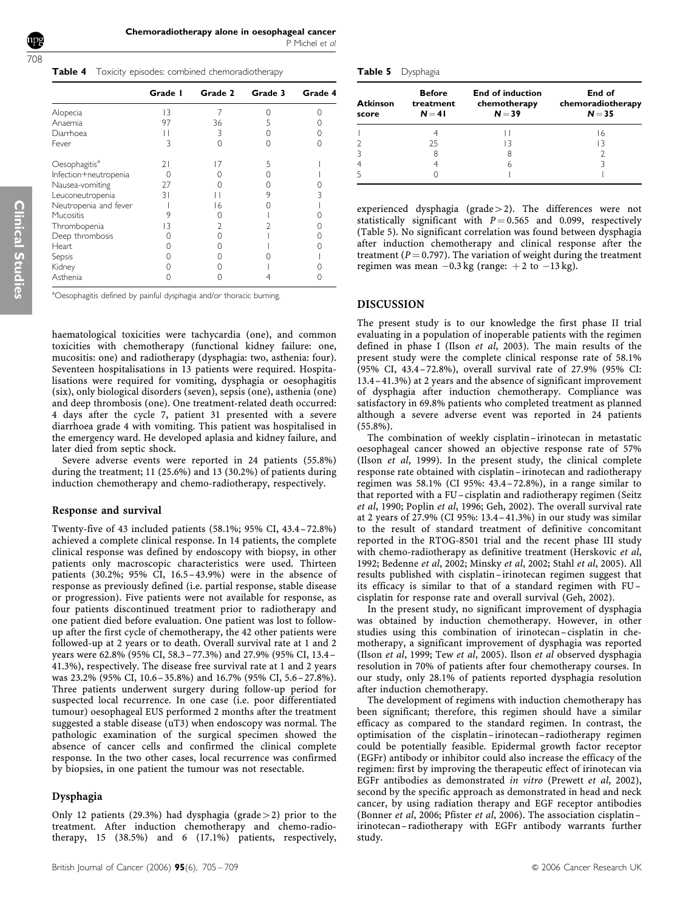**Table 4** Toxicity episodes: combined chemoradiotherapy

| | Grade 1 | Grade 2 | Grade 3 | Grade 4 |
|---|---|---|---|---|
| Alopecia | 13 | 7 | 0 | 0 |
| Anaemia | 97 | 36 | 5 | 0 |
| Diarrhoea | 11 | 3 | 0 | 0 |
| Fever | 3 | 0 | 0 | 0 |
| Oesophagitis[a] | 21 | 17 | 5 | 1 |
| Infection+neutropenia | 0 | 0 | 0 | 1 |
| Nausea-vomiting | 27 | 0 | 0 | 0 |
| Leuconeutropenia | 31 | 11 | 9 | 3 |
| Neutropenia and fever | 1 | 16 | 0 | 1 |
| Mucositis | 9 | 0 | 1 | 0 |
| Thrombopenia | 13 | 2 | 2 | 0 |
| Deep thrombosis | 0 | 0 | 1 | 0 |
| Heart | 0 | 0 | 1 | 0 |
| Sepsis | 0 | 0 | 0 | 1 |
| Kidney | 0 | 0 | 1 | 0 |
| Asthenia | 0 | 0 | 4 | 0 |

[a]Oesophagitis defined by painful dysphagia and/or thoracic burning.

haematological toxicities were tachycardia (one), and common toxicities with chemotherapy (functional kidney failure: one, mucositis: one) and radiotherapy (dysphagia: two, asthenia: four). Seventeen hospitalisations in 13 patients were required. Hospitalisations were required for vomiting, dysphagia or oesophagitis (six), only biological disorders (seven), sepsis (one), asthenia (one) and deep thrombosis (one). One treatment-related death occurred: 4 days after the cycle 7, patient 31 presented with a severe diarrhoea grade 4 with vomiting. This patient was hospitalised in the emergency ward. He developed aplasia and kidney failure, and later died from septic shock.

Severe adverse events were reported in 24 patients (55.8%) during the treatment; 11 (25.6%) and 13 (30.2%) of patients during induction chemotherapy and chemo-radiotherapy, respectively.

### Response and survival

Twenty-five of 43 included patients (58.1%; 95% CI, 43.4–72.8%) achieved a complete clinical response. In 14 patients, the complete clinical response was defined by endoscopy with biopsy, in other patients only macroscopic characteristics were used. Thirteen patients (30.2%; 95% CI, 16.5–43.9%) were in the absence of response as previously defined (i.e. partial response, stable disease or progression). Five patients were not available for response, as four patients discontinued treatment prior to radiotherapy and one patient died before evaluation. One patient was lost to follow-up after the first cycle of chemotherapy, the 42 other patients were followed-up at 2 years or to death. Overall survival rate at 1 and 2 years were 62.8% (95% CI, 58.3–77.3%) and 27.9% (95% CI, 13.4–41.3%), respectively. The disease free survival rate at 1 and 2 years was 23.2% (95% CI, 10.6–35.8%) and 16.7% (95% CI, 5.6–27.8%). Three patients underwent surgery during follow-up period for suspected local recurrence. In one case (i.e. poor differentiated tumour) oesophageal EUS performed 2 months after the treatment suggested a stable disease (uT3) when endoscopy was normal. The pathologic examination of the surgical specimen showed the absence of cancer cells and confirmed the clinical complete response. In the two other cases, local recurrence was confirmed by biopsies, in one patient the tumour was not resectable.

### Dysphagia

Only 12 patients (29.3%) had dysphagia (grade$>$2) prior to the treatment. After induction chemotherapy and chemo-radiotherapy, 15 (38.5%) and 6 (17.1%) patients, respectively, experienced dysphagia (grade$>$2). The differences were not statistically significant with $P=0.565$ and 0.099, respectively (Table 5). No significant correlation was found between dysphagia after induction chemotherapy and clinical response after the treatment ($P=0.797$). The variation of weight during the treatment regimen was mean $-0.3$ kg (range: $+2$ to $-13$ kg).

**Table 5** Dysphagia

| Atkinson score | Before treatment $N=41$ | End of induction chemotherapy $N=39$ | End of chemoradiotherapy $N=35$ |
|---|---|---|---|
| 1 | 4 | 11 | 16 |
| 2 | 25 | 13 | 13 |
| 3 | 8 | 8 | 2 |
| 4 | 4 | 6 | 3 |
| 5 | 0 | 1 | 1 |

## DISCUSSION

The present study is to our knowledge the first phase II trial evaluating in a population of inoperable patients with the regimen defined in phase I (Ilson *et al*, 2003). The main results of the present study were the complete clinical response rate of 58.1% (95% CI, 43.4–72.8%), overall survival rate of 27.9% (95% CI: 13.4–41.3%) at 2 years and the absence of significant improvement of dysphagia after induction chemotherapy. Compliance was satisfactory in 69.8% patients who completed treatment as planned although a severe adverse event was reported in 24 patients (55.8%).

The combination of weekly cisplatin–irinotecan in metastatic oesophageal cancer showed an objective response rate of 57% (Ilson *et al*, 1999). In the present study, the clinical complete response rate obtained with cisplatin–irinotecan and radiotherapy regimen was 58.1% (CI 95%: 43.4–72.8%), in a range similar to that reported with a FU–cisplatin and radiotherapy regimen (Seitz *et al*, 1990; Poplin *et al*, 1996; Geh, 2002). The overall survival rate at 2 years of 27.9% (CI 95%: 13.4–41.3%) in our study was similar to the result of standard treatment of definitive concomitant reported in the RTOG-8501 trial and the recent phase III study with chemo-radiotherapy as definitive treatment (Herskovic *et al*, 1992; Bedenne *et al*, 2002; Minsky *et al*, 2002; Stahl *et al*, 2005). All results published with cisplatin–irinotecan regimen suggest that its efficacy is similar to that of a standard regimen with FU–cisplatin for response rate and overall survival (Geh, 2002).

In the present study, no significant improvement of dysphagia was obtained by induction chemotherapy. However, in other studies using this combination of irinotecan–cisplatin in chemotherapy, a significant improvement of dysphagia was reported (Ilson *et al*, 1999; Tew *et al*, 2005). Ilson *et al* observed dysphagia resolution in 70% of patients after four chemotherapy courses. In our study, only 28.1% of patients reported dysphagia resolution after induction chemotherapy.

The development of regimens with induction chemotherapy has been significant; therefore, this regimen should have a similar efficacy as compared to the standard regimen. In contrast, the optimisation of the cisplatin–irinotecan–radiotherapy regimen could be potentially feasible. Epidermal growth factor receptor (EGFr) antibody or inhibitor could also increase the efficacy of the regimen: first by improving the therapeutic effect of irinotecan via EGFr antibodies as demonstrated *in vitro* (Prewett *et al*, 2002), second by the specific approach as demonstrated in head and neck cancer, by using radiation therapy and EGF receptor antibodies (Bonner *et al*, 2006; Pfister *et al*, 2006). The association cisplatin–irinotecan–radiotherapy with EGFr antibody warrants further study.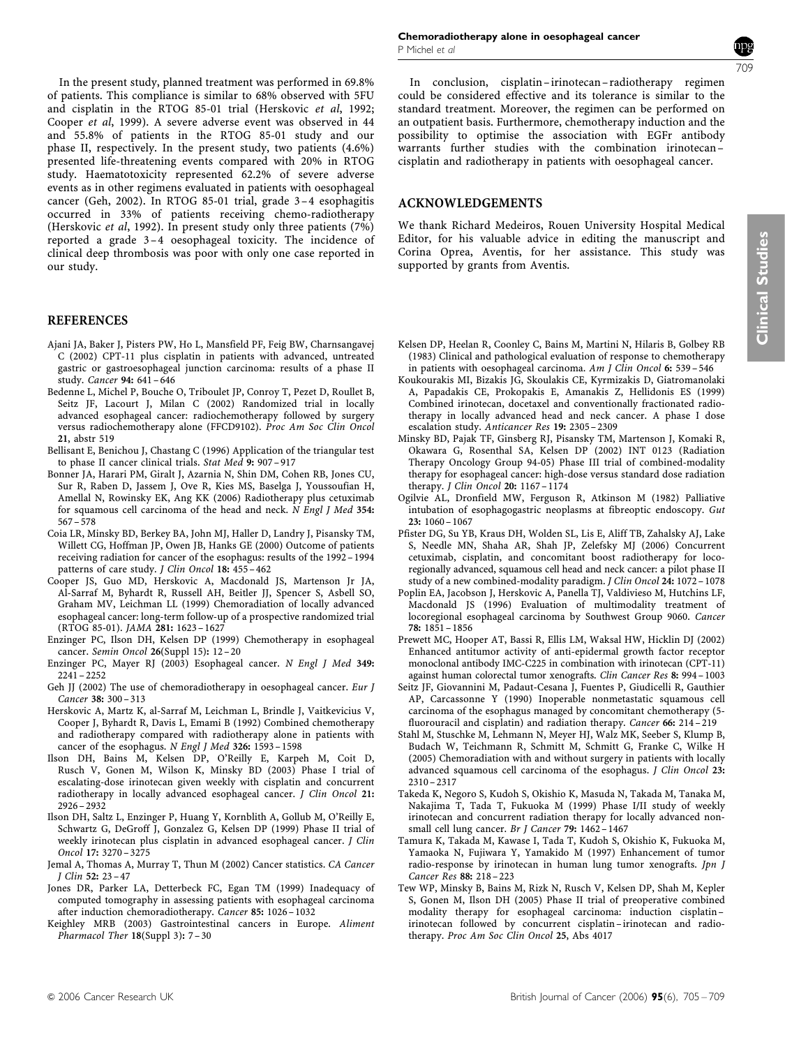In the present study, planned treatment was performed in 69.8% of patients. This compliance is similar to 68% observed with 5FU and cisplatin in the RTOG 85-01 trial (Herskovic *et al*, 1992; Cooper *et al*, 1999). A severe adverse event was observed in 44 and 55.8% of patients in the RTOG 85-01 study and our phase II, respectively. In the present study, two patients (4.6%) presented life-threatening events compared with 20% in RTOG study. Haematotoxicity represented 62.2% of severe adverse events as in other regimens evaluated in patients with oesophageal cancer (Geh, 2002). In RTOG 85-01 trial, grade 3–4 esophagitis occurred in 33% of patients receiving chemo-radiotherapy (Herskovic *et al*, 1992). In present study only three patients (7%) reported a grade 3–4 oesophageal toxicity. The incidence of clinical deep thrombosis was poor with only one case reported in our study.

In conclusion, cisplatin–irinotecan–radiotherapy regimen could be considered effective and its tolerance is similar to the standard treatment. Moreover, the regimen can be performed on an outpatient basis. Furthermore, chemotherapy induction and the possibility to optimise the association with EGFr antibody warrants further studies with the combination irinotecan–cisplatin and radiotherapy in patients with oesophageal cancer.

## ACKNOWLEDGEMENTS

We thank Richard Medeiros, Rouen University Hospital Medical Editor, for his valuable advice in editing the manuscript and Corina Oprea, Aventis, for her assistance. This study was supported by grants from Aventis.

## REFERENCES

Ajani JA, Baker J, Pisters PW, Ho L, Mansfield PF, Feig BW, Charnsangavej C (2002) CPT-11 plus cisplatin in patients with advanced, untreated gastric or gastroesophageal junction carcinoma: results of a phase II study. *Cancer* **94:** 641–646

Bedenne L, Michel P, Bouche O, Triboulet JP, Conroy T, Pezet D, Roullet B, Seitz JF, Lacourt J, Milan C (2002) Randomized trial in locally advanced esophageal cancer: radiochemotherapy followed by surgery versus radiochemotherapy alone (FFCD9102). *Proc Am Soc Clin Oncol* **21**, abstr 519

Bellisant E, Benichou J, Chastang C (1996) Application of the triangular test to phase II cancer clinical trials. *Stat Med* **9:** 907–917

Bonner JA, Harari PM, Giralt J, Azarnia N, Shin DM, Cohen RB, Jones CU, Sur R, Raben D, Jassem J, Ove R, Kies MS, Baselga J, Youssoufian H, Amellal N, Rowinsky EK, Ang KK (2006) Radiotherapy plus cetuximab for squamous cell carcinoma of the head and neck. *N Engl J Med* **354:** 567–578

Coia LR, Minsky BD, Berkey BA, John MJ, Haller D, Landry J, Pisansky TM, Willett CG, Hoffman JP, Owen JB, Hanks GE (2000) Outcome of patients receiving radiation for cancer of the esophagus: results of the 1992–1994 patterns of care study. *J Clin Oncol* **18:** 455–462

Cooper JS, Guo MD, Herskovic A, Macdonald JS, Martenson Jr JA, Al-Sarraf M, Byhardt R, Russell AH, Beitler JJ, Spencer S, Asbell SO, Graham MV, Leichman LL (1999) Chemoradiation of locally advanced esophageal cancer: long-term follow-up of a prospective randomized trial (RTOG 85-01). *JAMA* **281:** 1623–1627

Enzinger PC, Ilson DH, Kelsen DP (1999) Chemotherapy in esophageal cancer. *Semin Oncol* **26**(Suppl 15)**:** 12–20

Enzinger PC, Mayer RJ (2003) Esophageal cancer. *N Engl J Med* **349:** 2241–2252

Geh JJ (2002) The use of chemoradiotherapy in oesophageal cancer. *Eur J Cancer* **38:** 300–313

Herskovic A, Martz K, al-Sarraf M, Leichman L, Brindle J, Vaitkevicius V, Cooper J, Byhardt R, Davis L, Emami B (1992) Combined chemotherapy and radiotherapy compared with radiotherapy alone in patients with cancer of the esophagus. *N Engl J Med* **326:** 1593–1598

Ilson DH, Bains M, Kelsen DP, O'Reilly E, Karpeh M, Coit D, Rusch V, Gonen M, Wilson K, Minsky BD (2003) Phase I trial of escalating-dose irinotecan given weekly with cisplatin and concurrent radiotherapy in locally advanced esophageal cancer. *J Clin Oncol* **21:** 2926–2932

Ilson DH, Saltz L, Enzinger P, Huang Y, Kornblith A, Gollub M, O'Reilly E, Schwartz G, DeGroff J, Gonzalez G, Kelsen DP (1999) Phase II trial of weekly irinotecan plus cisplatin in advanced esophageal cancer. *J Clin Oncol* **17:** 3270–3275

Jemal A, Thomas A, Murray T, Thun M (2002) Cancer statistics. *CA Cancer J Clin* **52:** 23–47

Jones DR, Parker LA, Detterbeck FC, Egan TM (1999) Inadequacy of computed tomography in assessing patients with esophageal carcinoma after induction chemoradiotherapy. *Cancer* **85:** 1026–1032

Keighley MRB (2003) Gastrointestinal cancers in Europe. *Aliment Pharmacol Ther* **18**(Suppl 3)**:** 7–30

Kelsen DP, Heelan R, Coonley C, Bains M, Martini N, Hilaris B, Golbey RB (1983) Clinical and pathological evaluation of response to chemotherapy in patients with oesophageal carcinoma. *Am J Clin Oncol* **6:** 539–546

Koukourakis MI, Bizakis JG, Skoulakis CE, Kyrmizakis D, Giatromanolaki A, Papadakis CE, Prokopakis E, Amanakis Z, Hellidonis ES (1999) Combined irinotecan, docetaxel and conventionally fractionated radiotherapy in locally advanced head and neck cancer. A phase I dose escalation study. *Anticancer Res* **19:** 2305–2309

Minsky BD, Pajak TF, Ginsberg RJ, Pisansky TM, Martenson J, Komaki R, Okawara G, Rosenthal SA, Kelsen DP (2002) INT 0123 (Radiation Therapy Oncology Group 94-05) Phase III trial of combined-modality therapy for esophageal cancer: high-dose versus standard dose radiation therapy. *J Clin Oncol* **20:** 1167–1174

Ogilvie AL, Dronfield MW, Ferguson R, Atkinson M (1982) Palliative intubation of esophagogastric neoplasms at fibreoptic endoscopy. *Gut* **23:** 1060–1067

Pfister DG, Su YB, Kraus DH, Wolden SL, Lis E, Aliff TB, Zahalsky AJ, Lake S, Needle MN, Shaha AR, Shah JP, Zelefsky MJ (2006) Concurrent cetuximab, cisplatin, and concomitant boost radiotherapy for locoregionally advanced, squamous cell head and neck cancer: a pilot phase II study of a new combined-modality paradigm. *J Clin Oncol* **24:** 1072–1078

Poplin EA, Jacobson J, Herskovic A, Panella TJ, Valdivieso M, Hutchins LF, Macdonald JS (1996) Evaluation of multimodality treatment of locoregional esophageal carcinoma by Southwest Group 9060. *Cancer* **78:** 1851–1856

Prewett MC, Hooper AT, Bassi R, Ellis LM, Waksal HW, Hicklin DJ (2002) Enhanced antitumor activity of anti-epidermal growth factor receptor monoclonal antibody IMC-C225 in combination with irinotecan (CPT-11) against human colorectal tumor xenografts. *Clin Cancer Res* **8:** 994–1003

Seitz JF, Giovannini M, Padaut-Cesana J, Fuentes P, Giudicelli R, Gauthier AP, Carcassonne Y (1990) Inoperable nonmetastatic squamous cell carcinoma of the esophagus managed by concomitant chemotherapy (5-fluorouracil and cisplatin) and radiation therapy. *Cancer* **66:** 214–219

Stahl M, Stuschke M, Lehmann N, Meyer HJ, Walz MK, Seeber S, Klump B, Budach W, Teichmann R, Schmitt M, Schmitt G, Franke C, Wilke H (2005) Chemoradiation with and without surgery in patients with locally advanced squamous cell carcinoma of the esophagus. *J Clin Oncol* **23:** 2310–2317

Takeda K, Negoro S, Kudoh S, Okishio K, Masuda N, Takada M, Tanaka M, Nakajima T, Tada T, Fukuoka M (1999) Phase I/II study of weekly irinotecan and concurrent radiation therapy for locally advanced non-small cell lung cancer. *Br J Cancer* **79:** 1462–1467

Tamura K, Takada M, Kawase I, Tada T, Kudoh S, Okishio K, Fukuoka M, Yamaoka N, Fujiwara Y, Yamakido M (1997) Enhancement of tumor radio-response by irinotecan in human lung tumor xenografts. *Jpn J Cancer Res* **88:** 218–223

Tew WP, Minsky B, Bains M, Rizk N, Rusch V, Kelsen DP, Shah M, Kepler S, Gonen M, Ilson DH (2005) Phase II trial of preoperative combined modality therapy for esophageal carcinoma: induction cisplatin–irinotecan followed by concurrent cisplatin–irinotecan and radiotherapy. *Proc Am Soc Clin Oncol* **25**, Abs 4017